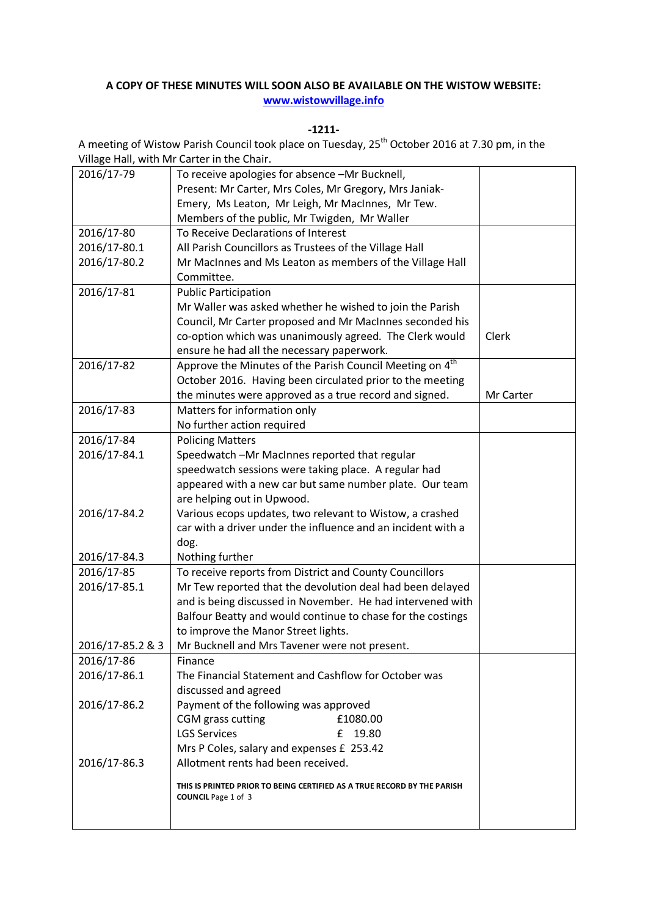**A COPY OF THESE MINUTES WILL SOON ALSO BE AVAILABLE ON THE WISTOW WEBSITE:**
**www.wistowvillage.info**

**-1211-**

A meeting of Wistow Parish Council took place on Tuesday, 25th October 2016 at 7.30 pm, in the Village Hall, with Mr Carter in the Chair.

| | | |
|---|---|---|
| 2016/17-79 | To receive apologies for absence –Mr Bucknell,<br>Present: Mr Carter, Mrs Coles, Mr Gregory, Mrs Janiak-Emery, Ms Leaton, Mr Leigh, Mr MacInnes, Mr Tew.<br>Members of the public, Mr Twigden, Mr Waller | |
| 2016/17-80<br>2016/17-80.1<br>2016/17-80.2 | To Receive Declarations of Interest<br>All Parish Councillors as Trustees of the Village Hall<br>Mr MacInnes and Ms Leaton as members of the Village Hall Committee. | |
| 2016/17-81 | Public Participation<br>Mr Waller was asked whether he wished to join the Parish Council, Mr Carter proposed and Mr MacInnes seconded his co-option which was unanimously agreed. The Clerk would ensure he had all the necessary paperwork. | Clerk |
| 2016/17-82 | Approve the Minutes of the Parish Council Meeting on 4th October 2016. Having been circulated prior to the meeting the minutes were approved as a true record and signed. | Mr Carter |
| 2016/17-83 | Matters for information only<br>No further action required | |
| 2016/17-84<br>2016/17-84.1<br><br><br><br>2016/17-84.2<br><br><br>2016/17-84.3 | Policing Matters<br>Speedwatch –Mr MacInnes reported that regular speedwatch sessions were taking place. A regular had appeared with a new car but same number plate. Our team are helping out in Upwood.<br>Various ecops updates, two relevant to Wistow, a crashed car with a driver under the influence and an incident with a dog.<br>Nothing further | |
| 2016/17-85<br>2016/17-85.1<br><br><br><br><br>2016/17-85.2 & 3 | To receive reports from District and County Councillors<br>Mr Tew reported that the devolution deal had been delayed and is being discussed in November. He had intervened with Balfour Beatty and would continue to chase for the costings to improve the Manor Street lights.<br>Mr Bucknell and Mrs Tavener were not present. | |
| 2016/17-86<br>2016/17-86.1<br><br>2016/17-86.2<br><br><br><br>2016/17-86.3 | Finance<br>The Financial Statement and Cashflow for October was discussed and agreed<br>Payment of the following was approved<br>CGM grass cutting £1080.00<br>LGS Services £ 19.80<br>Mrs P Coles, salary and expenses £ 253.42<br>Allotment rents had been received.<br><br>**THIS IS PRINTED PRIOR TO BEING CERTIFIED AS A TRUE RECORD BY THE PARISH COUNCIL** | |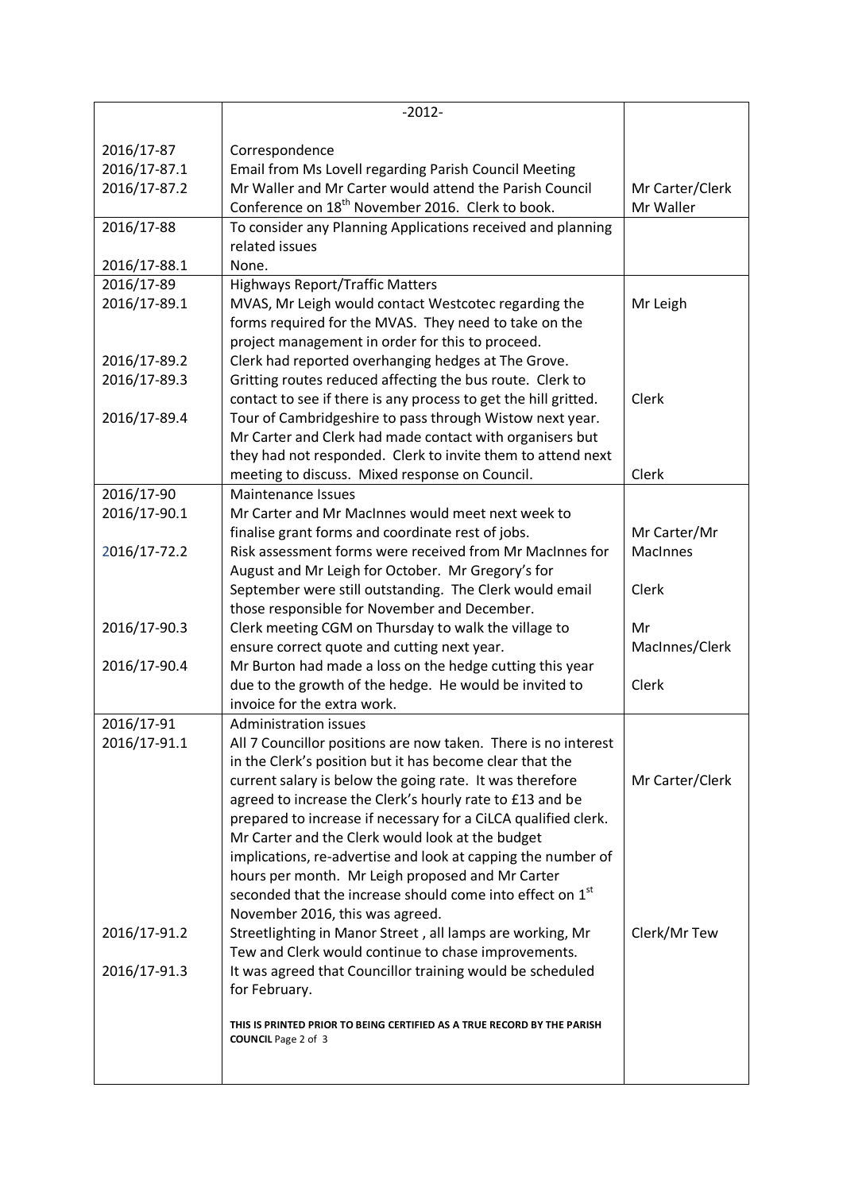-2012-

| | | |
|---|---|---|
| 2016/17-87 | Correspondence | |
| 2016/17-87.1 | Email from Ms Lovell regarding Parish Council Meeting | |
| 2016/17-87.2 | Mr Waller and Mr Carter would attend the Parish Council Conference on 18th November 2016. Clerk to book. | Mr Carter/Clerk Mr Waller |
| 2016/17-88 | To consider any Planning Applications received and planning related issues | |
| 2016/17-88.1 | None. | |
| 2016/17-89 | Highways Report/Traffic Matters | |
| 2016/17-89.1 | MVAS, Mr Leigh would contact Westcotec regarding the forms required for the MVAS. They need to take on the project management in order for this to proceed. | Mr Leigh |
| 2016/17-89.2 | Clerk had reported overhanging hedges at The Grove. | |
| 2016/17-89.3 | Gritting routes reduced affecting the bus route. Clerk to contact to see if there is any process to get the hill gritted. | Clerk |
| 2016/17-89.4 | Tour of Cambridgeshire to pass through Wistow next year. Mr Carter and Clerk had made contact with organisers but they had not responded. Clerk to invite them to attend next meeting to discuss. Mixed response on Council. | Clerk |
| 2016/17-90 | Maintenance Issues | |
| 2016/17-90.1 | Mr Carter and Mr MacInnes would meet next week to finalise grant forms and coordinate rest of jobs. | Mr Carter/Mr MacInnes |
| 2016/17-72.2 | Risk assessment forms were received from Mr MacInnes for August and Mr Leigh for October. Mr Gregory's for September were still outstanding. The Clerk would email those responsible for November and December. | Clerk |
| 2016/17-90.3 | Clerk meeting CGM on Thursday to walk the village to ensure correct quote and cutting next year. | Mr MacInnes/Clerk |
| 2016/17-90.4 | Mr Burton had made a loss on the hedge cutting this year due to the growth of the hedge. He would be invited to invoice for the extra work. | Clerk |
| 2016/17-91 | Administration issues | |
| 2016/17-91.1 | All 7 Councillor positions are now taken. There is no interest in the Clerk's position but it has become clear that the current salary is below the going rate. It was therefore agreed to increase the Clerk's hourly rate to £13 and be prepared to increase if necessary for a CiLCA qualified clerk. Mr Carter and the Clerk would look at the budget implications, re-advertise and look at capping the number of hours per month. Mr Leigh proposed and Mr Carter seconded that the increase should come into effect on 1st November 2016, this was agreed. | Mr Carter/Clerk |
| 2016/17-91.2 | Streetlighting in Manor Street , all lamps are working, Mr Tew and Clerk would continue to chase improvements. | Clerk/Mr Tew |
| 2016/17-91.3 | It was agreed that Councillor training would be scheduled for February. | |

**THIS IS PRINTED PRIOR TO BEING CERTIFIED AS A TRUE RECORD BY THE PARISH COUNCIL**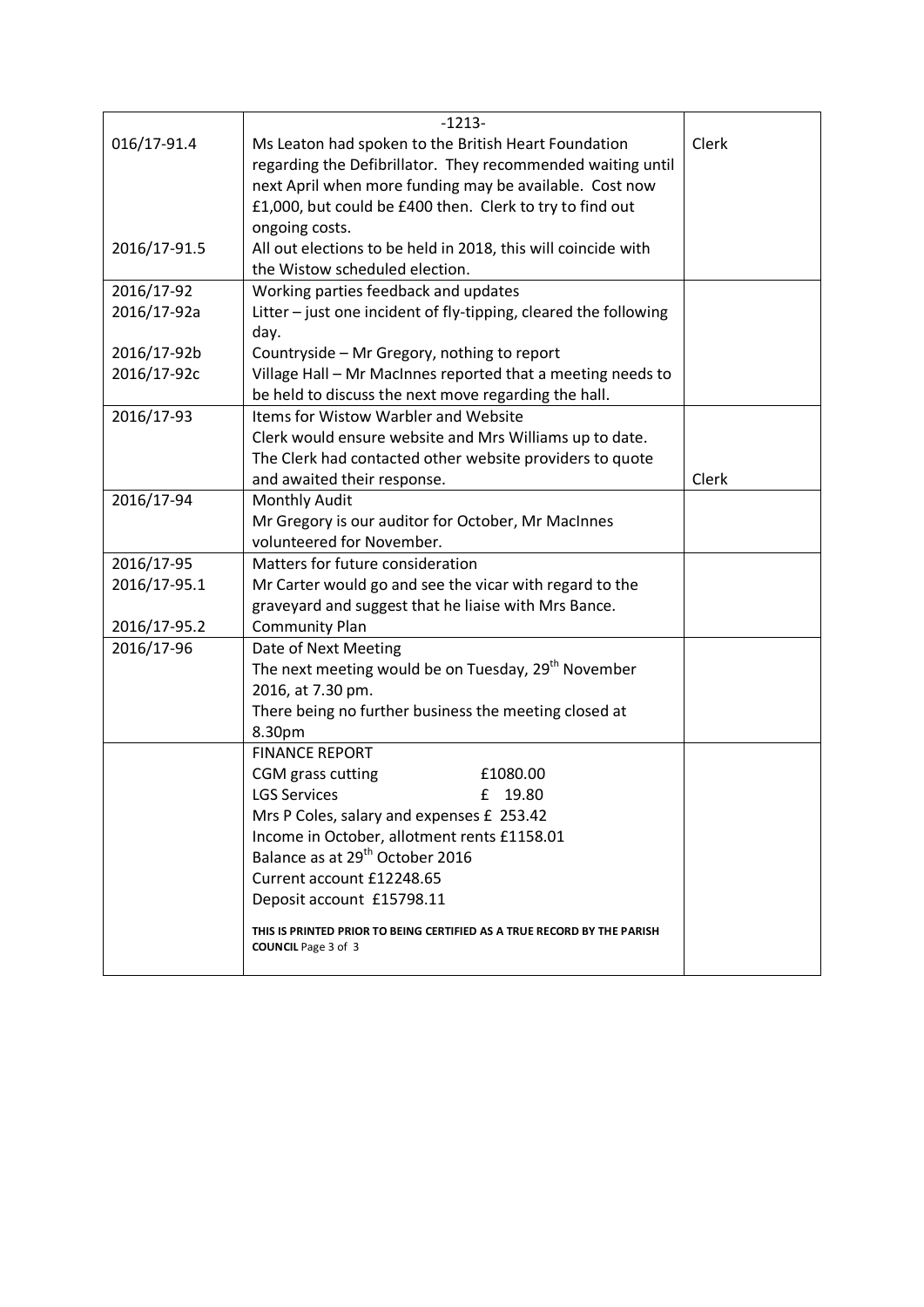| | | |
|---|---|---|
| | -1213- | |
| 016/17-91.4 | Ms Leaton had spoken to the British Heart Foundation regarding the Defibrillator. They recommended waiting until next April when more funding may be available. Cost now £1,000, but could be £400 then. Clerk to try to find out ongoing costs. | Clerk |
| 2016/17-91.5 | All out elections to be held in 2018, this will coincide with the Wistow scheduled election. | |
| 2016/17-92<br>2016/17-92a<br><br>2016/17-92b<br>2016/17-92c | Working parties feedback and updates<br>Litter – just one incident of fly-tipping, cleared the following day.<br>Countryside – Mr Gregory, nothing to report<br>Village Hall – Mr MacInnes reported that a meeting needs to be held to discuss the next move regarding the hall. | |
| 2016/17-93 | Items for Wistow Warbler and Website<br>Clerk would ensure website and Mrs Williams up to date.<br>The Clerk had contacted other website providers to quote and awaited their response. | Clerk |
| 2016/17-94 | Monthly Audit<br>Mr Gregory is our auditor for October, Mr MacInnes volunteered for November. | |
| 2016/17-95<br>2016/17-95.1<br><br>2016/17-95.2 | Matters for future consideration<br>Mr Carter would go and see the vicar with regard to the graveyard and suggest that he liaise with Mrs Bance.<br>Community Plan | |
| 2016/17-96 | Date of Next Meeting<br>The next meeting would be on Tuesday, 29th November 2016, at 7.30 pm.<br>There being no further business the meeting closed at 8.30pm | |
| | FINANCE REPORT<br>CGM grass cutting £1080.00<br>LGS Services £ 19.80<br>Mrs P Coles, salary and expenses £ 253.42<br>Income in October, allotment rents £1158.01<br>Balance as at 29th October 2016<br>Current account £12248.65<br>Deposit account £15798.11<br><br>**THIS IS PRINTED PRIOR TO BEING CERTIFIED AS A TRUE RECORD BY THE PARISH COUNCIL** | |